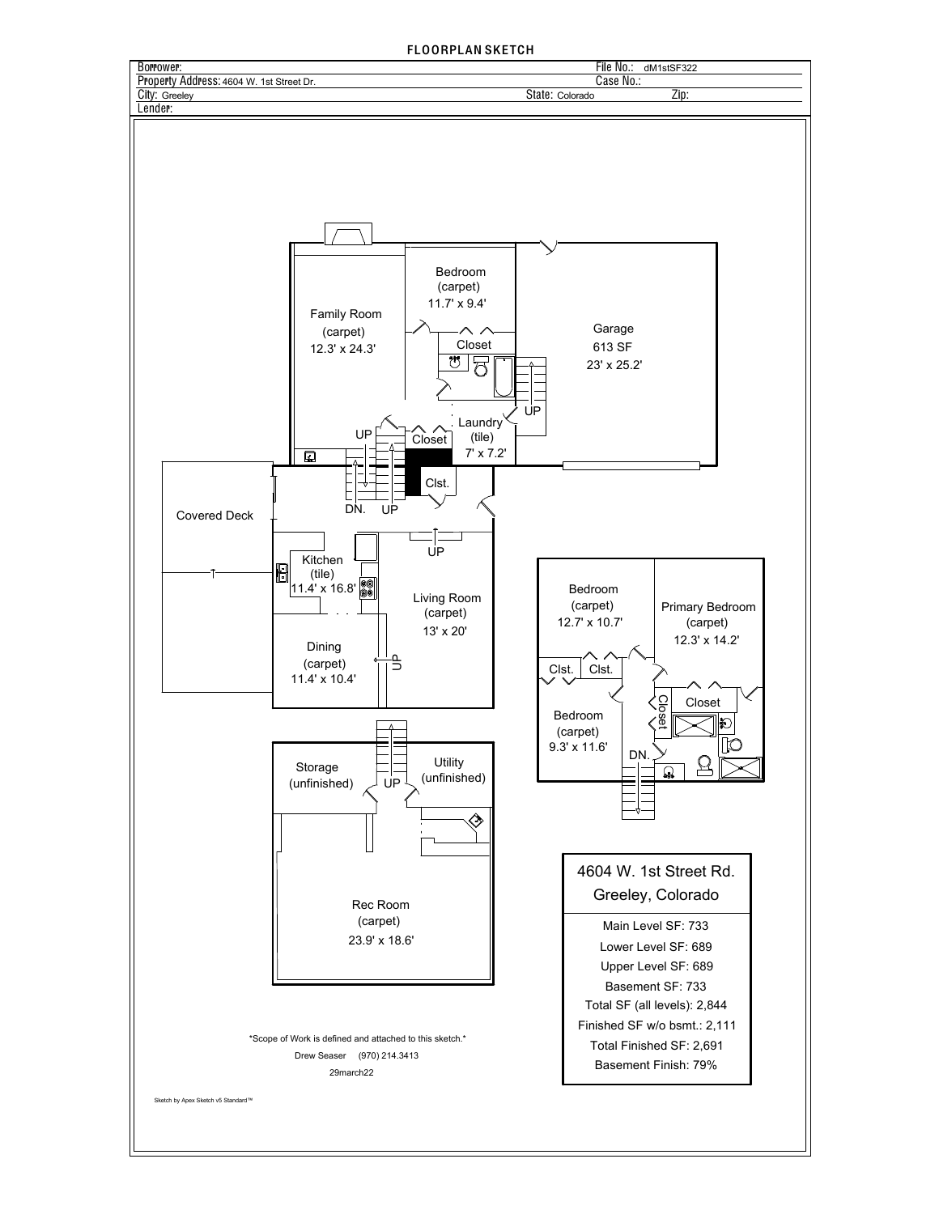# FLOORPLAN SKETCH

| | |
|---|---|
| Borrower: | File No.: dM1stSF322 |
| Property Address: 4604 W. 1st Street Dr. | Case No.: |
| City: Greeley | State: Colorado Zip: |
| Lender: | |

Family Room (carpet) 12.3' x 24.3'

Bedroom (carpet) 11.7' x 9.4'

Closet

Garage 613 SF 23' x 25.2'

UP

Laundry (tile) 7' x 7.2'

UP Closet

Clst.

DN. UP

Covered Deck

Kitchen (tile) 11.4' x 16.8'

UP

Living Room (carpet) 13' x 20'

Dining (carpet) 11.4' x 10.4'

UP

Bedroom (carpet) 12.7' x 10.7'

Primary Bedroom (carpet) 12.3' x 14.2'

Clst. Clst.

Closet

Closet

Bedroom (carpet) 9.3' x 11.6'

DN.

Storage (unfinished)

UP

Utility (unfinished)

Rec Room (carpet) 23.9' x 18.6'

4604 W. 1st Street Rd.
Greeley, Colorado

Main Level SF: 733
Lower Level SF: 689
Upper Level SF: 689
Basement SF: 733
Total SF (all levels): 2,844
Finished SF w/o bsmt.: 2,111
Total Finished SF: 2,691
Basement Finish: 79%

*Scope of Work is defined and attached to this sketch.*

Drew Seaser (970) 214.3413

29march22

Sketch by Apex Sketch v5 Standard™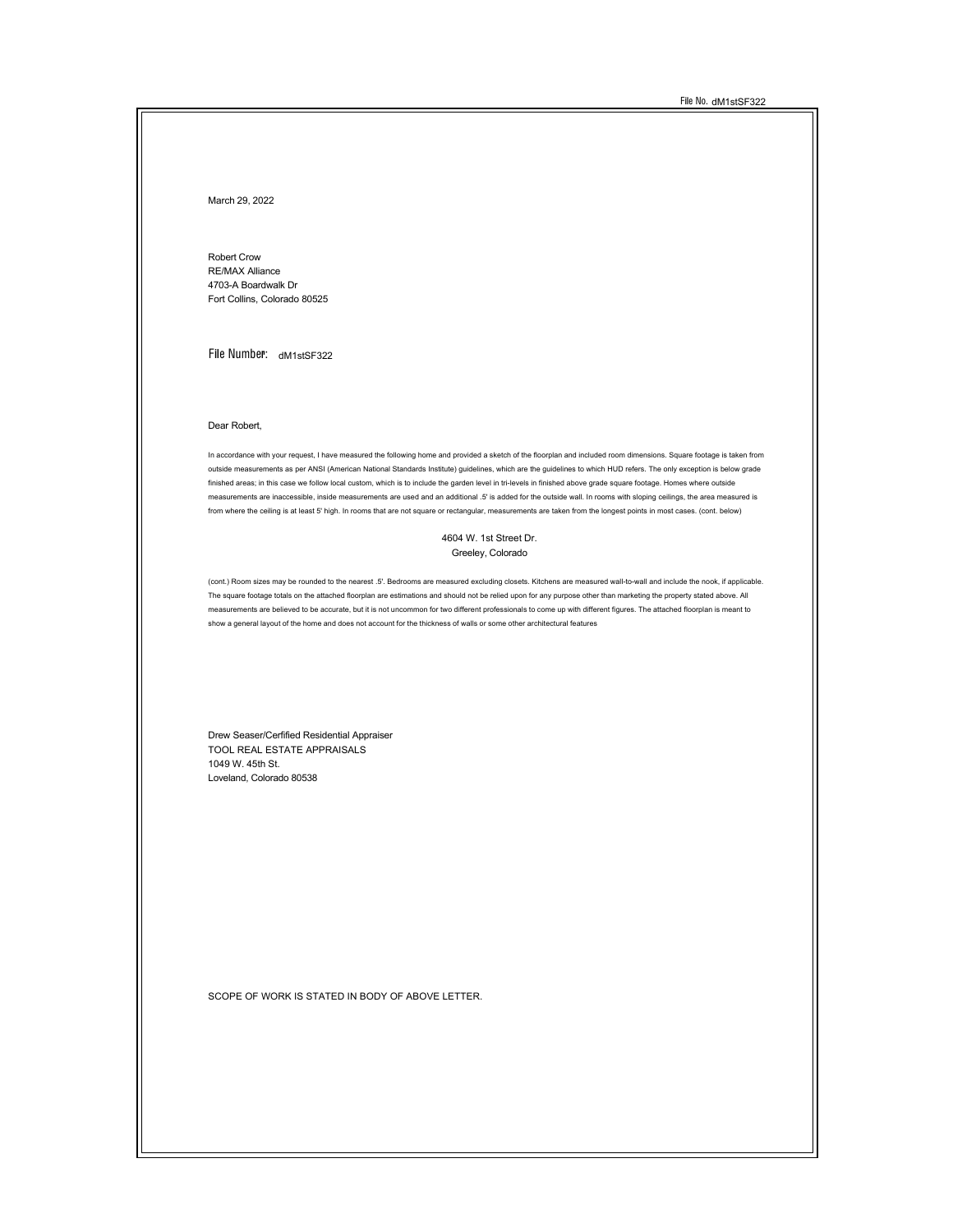File No. dM1stSF322

March 29, 2022

Robert Crow
RE/MAX Alliance
4703-A Boardwalk Dr
Fort Collins, Colorado 80525

File Number: dM1stSF322

Dear Robert,

In accordance with your request, I have measured the following home and provided a sketch of the floorplan and included room dimensions. Square footage is taken from outside measurements as per ANSI (American National Standards Institute) guidelines, which are the guidelines to which HUD refers. The only exception is below grade finished areas; in this case we follow local custom, which is to include the garden level in tri-levels in finished above grade square footage. Homes where outside measurements are inaccessible, inside measurements are used and an additional .5' is added for the outside wall. In rooms with sloping ceilings, the area measured is from where the ceiling is at least 5' high. In rooms that are not square or rectangular, measurements are taken from the longest points in most cases. (cont. below)

4604 W. 1st Street Dr.
Greeley, Colorado

(cont.) Room sizes may be rounded to the nearest .5'. Bedrooms are measured excluding closets. Kitchens are measured wall-to-wall and include the nook, if applicable. The square footage totals on the attached floorplan are estimations and should not be relied upon for any purpose other than marketing the property stated above. All measurements are believed to be accurate, but it is not uncommon for two different professionals to come up with different figures. The attached floorplan is meant to show a general layout of the home and does not account for the thickness of walls or some other architectural features

Drew Seaser/Cerfified Residential Appraiser
TOOL REAL ESTATE APPRAISALS
1049 W. 45th St.
Loveland, Colorado 80538

SCOPE OF WORK IS STATED IN BODY OF ABOVE LETTER.